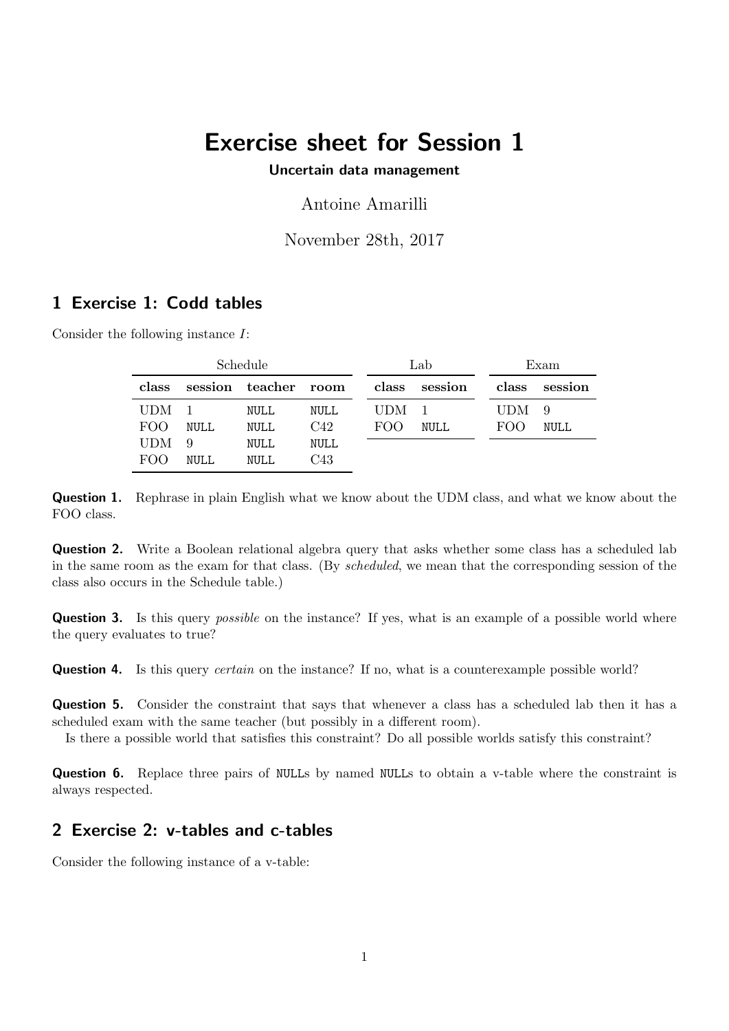# Exercise sheet for Session 1

**Uncertain data management**

Antoine Amarilli

November 28th, 2017

## 1 Exercise 1: Codd tables

Consider the following instance $I$:

**Schedule**

| class | session | teacher | room |
|---|---|---|---|
| UDM | 1 | NULL | NULL |
| FOO | NULL | NULL | C42 |
| UDM | 9 | NULL | NULL |
| FOO | NULL | NULL | C43 |

**Lab**

| class | session |
|---|---|
| UDM | 1 |
| FOO | NULL |

**Exam**

| class | session |
|---|---|
| UDM | 9 |
| FOO | NULL |

**Question 1.** Rephrase in plain English what we know about the UDM class, and what we know about the FOO class.

**Question 2.** Write a Boolean relational algebra query that asks whether some class has a scheduled lab in the same room as the exam for that class. (By *scheduled*, we mean that the corresponding session of the class also occurs in the Schedule table.)

**Question 3.** Is this query *possible* on the instance? If yes, what is an example of a possible world where the query evaluates to true?

**Question 4.** Is this query *certain* on the instance? If no, what is a counterexample possible world?

**Question 5.** Consider the constraint that says that whenever a class has a scheduled lab then it has a scheduled exam with the same teacher (but possibly in a different room).

Is there a possible world that satisfies this constraint? Do all possible worlds satisfy this constraint?

**Question 6.** Replace three pairs of NULLs by named NULLs to obtain a v-table where the constraint is always respected.

## 2 Exercise 2: v-tables and c-tables

Consider the following instance of a v-table: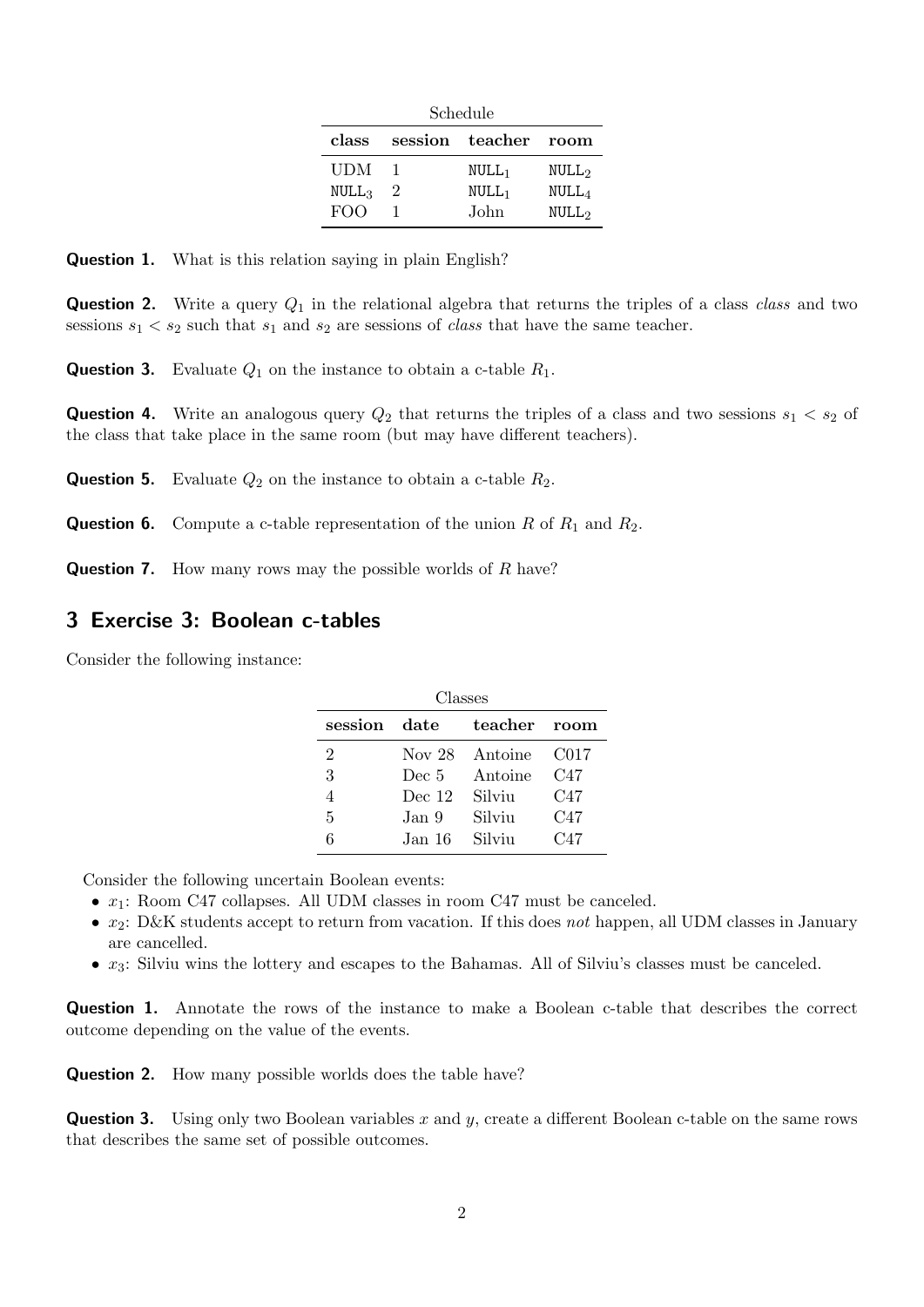Schedule

| class | session | teacher | room |
|---|---|---|---|
| UDM | 1 | $\texttt{NULL}_1$ | $\texttt{NULL}_2$ |
| $\texttt{NULL}_3$ | 2 | $\texttt{NULL}_1$ | $\texttt{NULL}_4$ |
| FOO | 1 | John | $\texttt{NULL}_2$ |

**Question 1.** What is this relation saying in plain English?

**Question 2.** Write a query $Q_1$ in the relational algebra that returns the triples of a class *class* and two sessions $s_1 < s_2$ such that $s_1$ and $s_2$ are sessions of *class* that have the same teacher.

**Question 3.** Evaluate $Q_1$ on the instance to obtain a c-table $R_1$.

**Question 4.** Write an analogous query $Q_2$ that returns the triples of a class and two sessions $s_1 < s_2$ of the class that take place in the same room (but may have different teachers).

**Question 5.** Evaluate $Q_2$ on the instance to obtain a c-table $R_2$.

**Question 6.** Compute a c-table representation of the union $R$ of $R_1$ and $R_2$.

**Question 7.** How many rows may the possible worlds of $R$ have?

## 3 Exercise 3: Boolean c-tables

Consider the following instance:

Classes

| session | date | teacher | room |
|---|---|---|---|
| 2 | Nov 28 | Antoine | C017 |
| 3 | Dec 5 | Antoine | C47 |
| 4 | Dec 12 | Silviu | C47 |
| 5 | Jan 9 | Silviu | C47 |
| 6 | Jan 16 | Silviu | C47 |

Consider the following uncertain Boolean events:

- $x_1$: Room C47 collapses. All UDM classes in room C47 must be canceled.
- $x_2$: D&K students accept to return from vacation. If this does *not* happen, all UDM classes in January are cancelled.
- $x_3$: Silviu wins the lottery and escapes to the Bahamas. All of Silviu's classes must be canceled.

**Question 1.** Annotate the rows of the instance to make a Boolean c-table that describes the correct outcome depending on the value of the events.

**Question 2.** How many possible worlds does the table have?

**Question 3.** Using only two Boolean variables $x$ and $y$, create a different Boolean c-table on the same rows that describes the same set of possible outcomes.